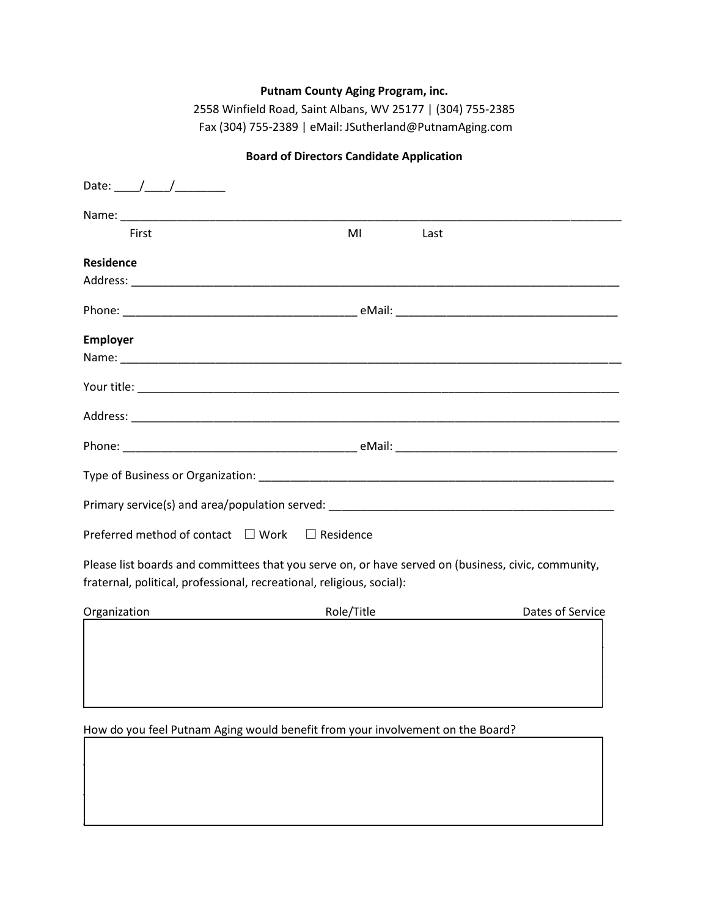**Putnam County Aging Program, inc.**

2558 Winfield Road, Saint Albans, WV 25177 | (304) 755-2385

Fax (304) 755-2389 | eMail: JSutherland@PutnamAging.com

**Board of Directors Candidate Application**

Date: ____/____/________

Name: ______________________________________________________________________________

First MI Last

**Residence**

Address: _____________________________________________________________________________

Phone: ____________________________________ eMail: _________________________________

**Employer**

Name: ______________________________________________________________________________

Your title: ___________________________________________________________________________

Address: _____________________________________________________________________________

Phone: ____________________________________ eMail: _________________________________

Type of Business or Organization: ________________________________________________________

Primary service(s) and area/population served: _____________________________________________

Preferred method of contact ☐ Work ☐ Residence

Please list boards and committees that you serve on, or have served on (business, civic, community, fraternal, political, professional, recreational, religious, social):

| Organization | Role/Title | Dates of Service |
|---|---|---|
| | | |

How do you feel Putnam Aging would benefit from your involvement on the Board?

| |
|---|
| |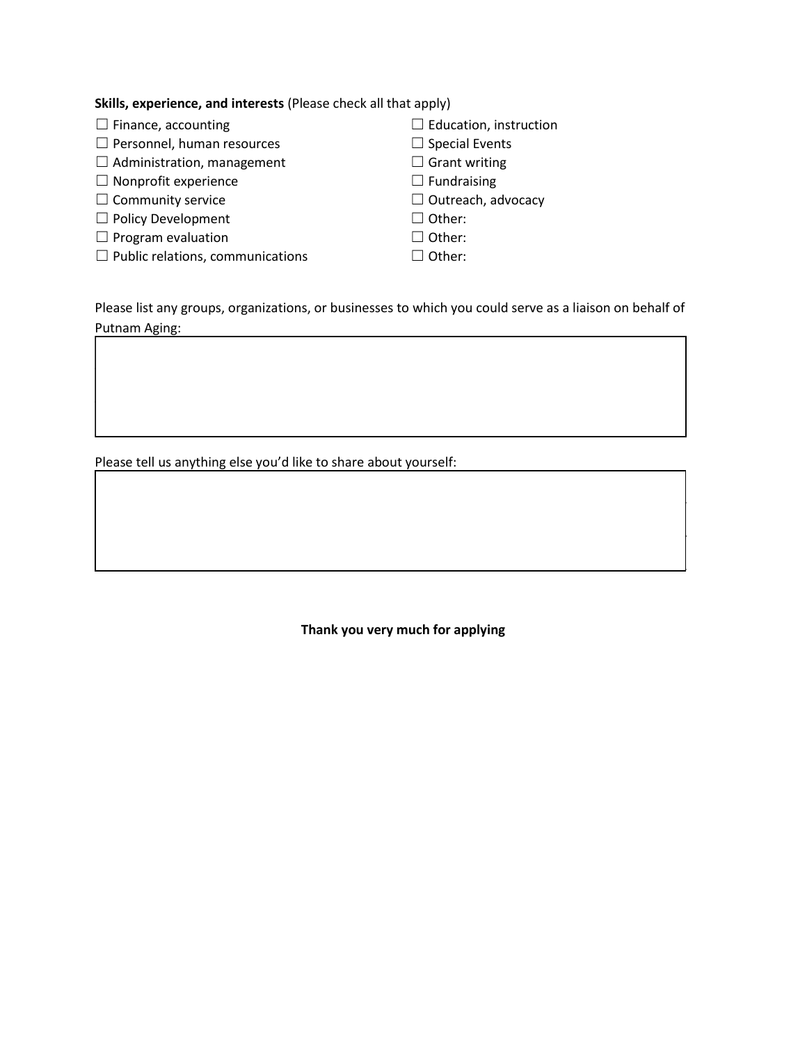**Skills, experience, and interests** (Please check all that apply)

☐ Finance, accounting
☐ Personnel, human resources
☐ Administration, management
☐ Nonprofit experience
☐ Community service
☐ Policy Development
☐ Program evaluation
☐ Public relations, communications
☐ Education, instruction
☐ Special Events
☐ Grant writing
☐ Fundraising
☐ Outreach, advocacy
☐ Other:
☐ Other:
☐ Other:

Please list any groups, organizations, or businesses to which you could serve as a liaison on behalf of Putnam Aging:

Please tell us anything else you'd like to share about yourself:

**Thank you very much for applying**